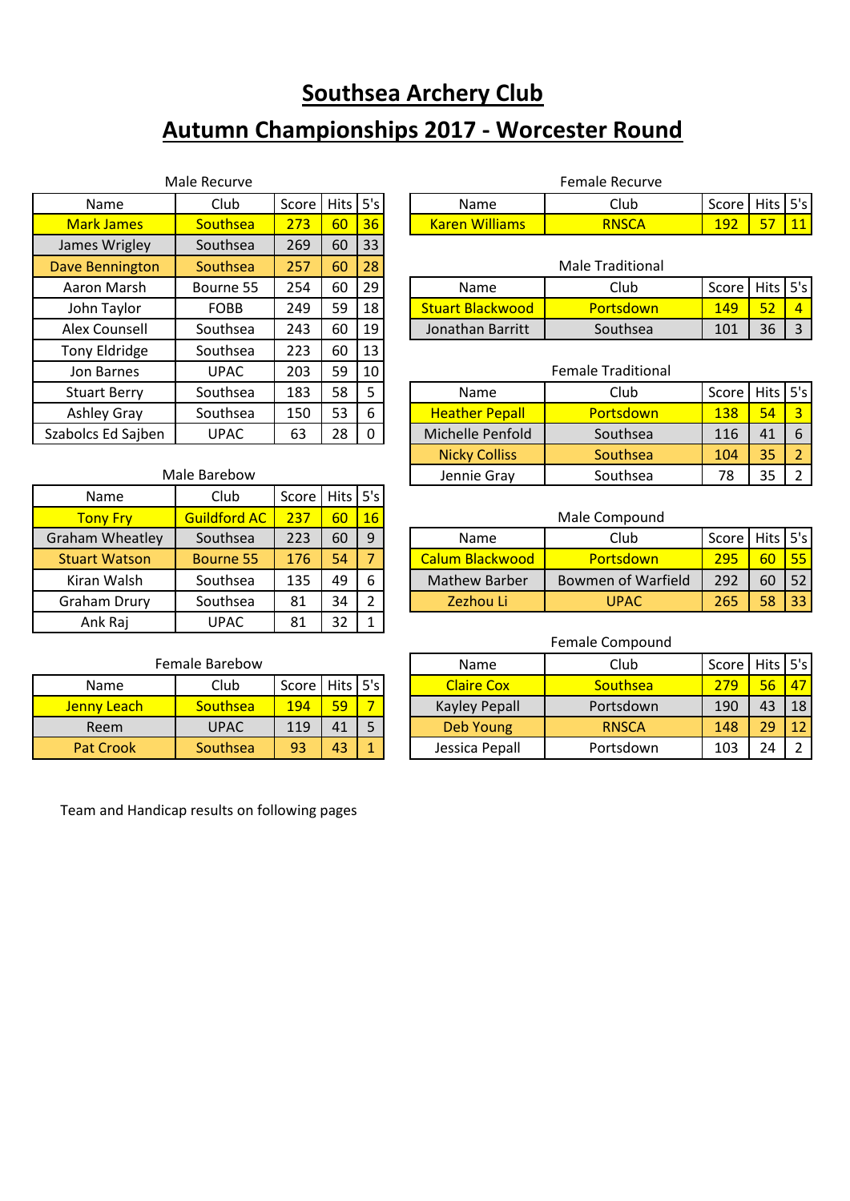# Southsea Archery Club

# Autumn Championships 2017 - Worcester Round

Male Recurve

| Name | Club | Score | Hits | 5's |
|---|---|---|---|---|
| Mark James | Southsea | 273 | 60 | 36 |
| James Wrigley | Southsea | 269 | 60 | 33 |
| Dave Bennington | Southsea | 257 | 60 | 28 |
| Aaron Marsh | Bourne 55 | 254 | 60 | 29 |
| John Taylor | FOBB | 249 | 59 | 18 |
| Alex Counsell | Southsea | 243 | 60 | 19 |
| Tony Eldridge | Southsea | 223 | 60 | 13 |
| Jon Barnes | UPAC | 203 | 59 | 10 |
| Stuart Berry | Southsea | 183 | 58 | 5 |
| Ashley Gray | Southsea | 150 | 53 | 6 |
| Szabolcs Ed Sajben | UPAC | 63 | 28 | 0 |

Male Barebow

| Name | Club | Score | Hits | 5's |
|---|---|---|---|---|
| Tony Fry | Guildford AC | 237 | 60 | 16 |
| Graham Wheatley | Southsea | 223 | 60 | 9 |
| Stuart Watson | Bourne 55 | 176 | 54 | 7 |
| Kiran Walsh | Southsea | 135 | 49 | 6 |
| Graham Drury | Southsea | 81 | 34 | 2 |
| Ank Raj | UPAC | 81 | 32 | 1 |

Female Barebow

| Name | Club | Score | Hits | 5's |
|---|---|---|---|---|
| Jenny Leach | Southsea | 194 | 59 | 7 |
| Reem | UPAC | 119 | 41 | 5 |
| Pat Crook | Southsea | 93 | 43 | 1 |

Female Recurve

| Name | Club | Score | Hits | 5's |
|---|---|---|---|---|
| Karen Williams | RNSCA | 192 | 57 | 11 |

Male Traditional

| Name | Club | Score | Hits | 5's |
|---|---|---|---|---|
| Stuart Blackwood | Portsdown | 149 | 52 | 4 |
| Jonathan Barritt | Southsea | 101 | 36 | 3 |

Female Traditional

| Name | Club | Score | Hits | 5's |
|---|---|---|---|---|
| Heather Pepall | Portsdown | 138 | 54 | 3 |
| Michelle Penfold | Southsea | 116 | 41 | 6 |
| Nicky Colliss | Southsea | 104 | 35 | 2 |
| Jennie Gray | Southsea | 78 | 35 | 2 |

Male Compound

| Name | Club | Score | Hits | 5's |
|---|---|---|---|---|
| Calum Blackwood | Portsdown | 295 | 60 | 55 |
| Mathew Barber | Bowmen of Warfield | 292 | 60 | 52 |
| Zezhou Li | UPAC | 265 | 58 | 33 |

Female Compound

| Name | Club | Score | Hits | 5's |
|---|---|---|---|---|
| Claire Cox | Southsea | 279 | 56 | 47 |
| Kayley Pepall | Portsdown | 190 | 43 | 18 |
| Deb Young | RNSCA | 148 | 29 | 12 |
| Jessica Pepall | Portsdown | 103 | 24 | 2 |

Team and Handicap results on following pages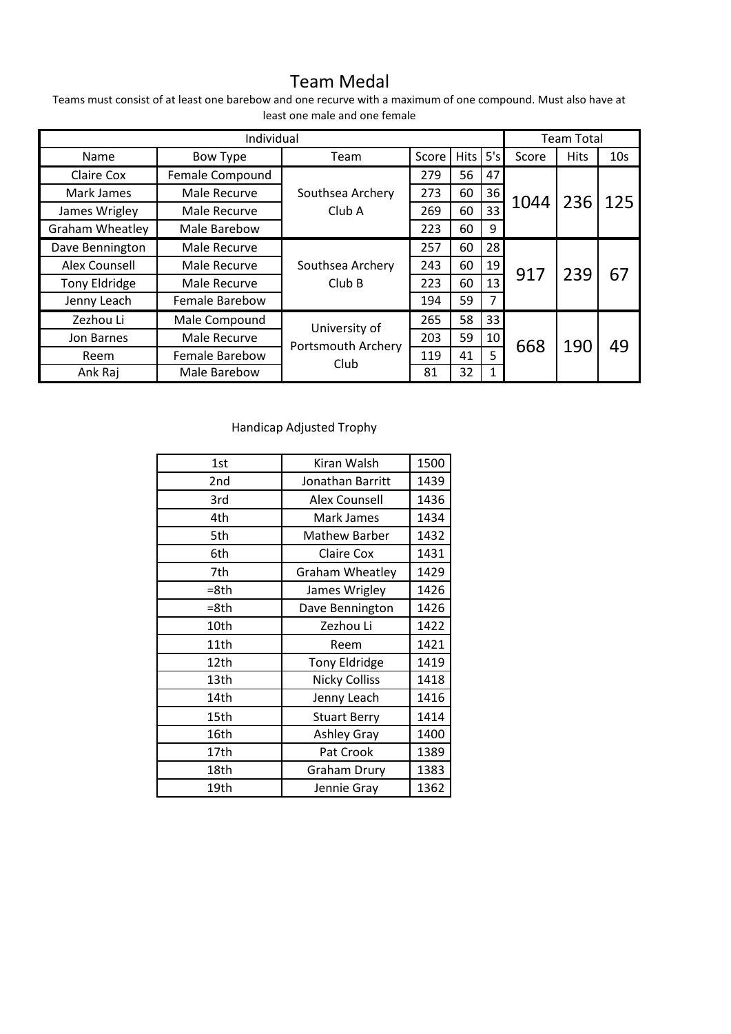## Team Medal

Teams must consist of at least one barebow and one recurve with a maximum of one compound. Must also have at least one male and one female

| Individual | | | | | | Team Total | | |
|---|---|---|---|---|---|---|---|---|
| Name | Bow Type | Team | Score | Hits | 5's | Score | Hits | 10s |
| Claire Cox | Female Compound | Southsea Archery Club A | 279 | 56 | 47 | 1044 | 236 | 125 |
| Mark James | Male Recurve | | 273 | 60 | 36 | | | |
| James Wrigley | Male Recurve | | 269 | 60 | 33 | | | |
| Graham Wheatley | Male Barebow | | 223 | 60 | 9 | | | |
| Dave Bennington | Male Recurve | Southsea Archery Club B | 257 | 60 | 28 | 917 | 239 | 67 |
| Alex Counsell | Male Recurve | | 243 | 60 | 19 | | | |
| Tony Eldridge | Male Recurve | | 223 | 60 | 13 | | | |
| Jenny Leach | Female Barebow | | 194 | 59 | 7 | | | |
| Zezhou Li | Male Compound | University of Portsmouth Archery Club | 265 | 58 | 33 | 668 | 190 | 49 |
| Jon Barnes | Male Recurve | | 203 | 59 | 10 | | | |
| Reem | Female Barebow | | 119 | 41 | 5 | | | |
| Ank Raj | Male Barebow | | 81 | 32 | 1 | | | |

## Handicap Adjusted Trophy

| | | |
|---|---|---|
| 1st | Kiran Walsh | 1500 |
| 2nd | Jonathan Barritt | 1439 |
| 3rd | Alex Counsell | 1436 |
| 4th | Mark James | 1434 |
| 5th | Mathew Barber | 1432 |
| 6th | Claire Cox | 1431 |
| 7th | Graham Wheatley | 1429 |
| =8th | James Wrigley | 1426 |
| =8th | Dave Bennington | 1426 |
| 10th | Zezhou Li | 1422 |
| 11th | Reem | 1421 |
| 12th | Tony Eldridge | 1419 |
| 13th | Nicky Colliss | 1418 |
| 14th | Jenny Leach | 1416 |
| 15th | Stuart Berry | 1414 |
| 16th | Ashley Gray | 1400 |
| 17th | Pat Crook | 1389 |
| 18th | Graham Drury | 1383 |
| 19th | Jennie Gray | 1362 |